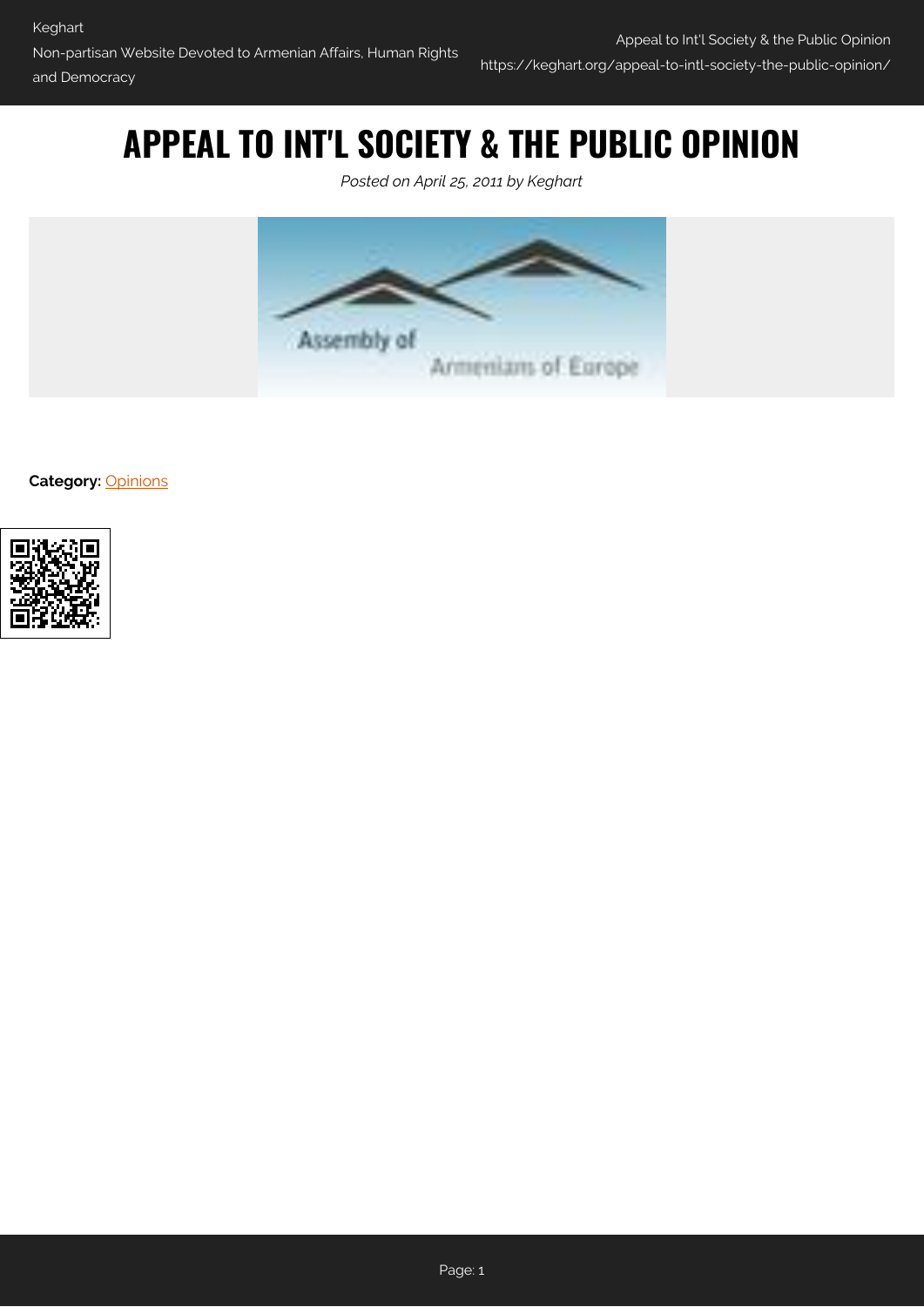# APPEAL TO INT'L SOCIETY & THE PUBLIC OPINION

*Posted on April 25, 2011 by Keghart*

**Category:** Opinions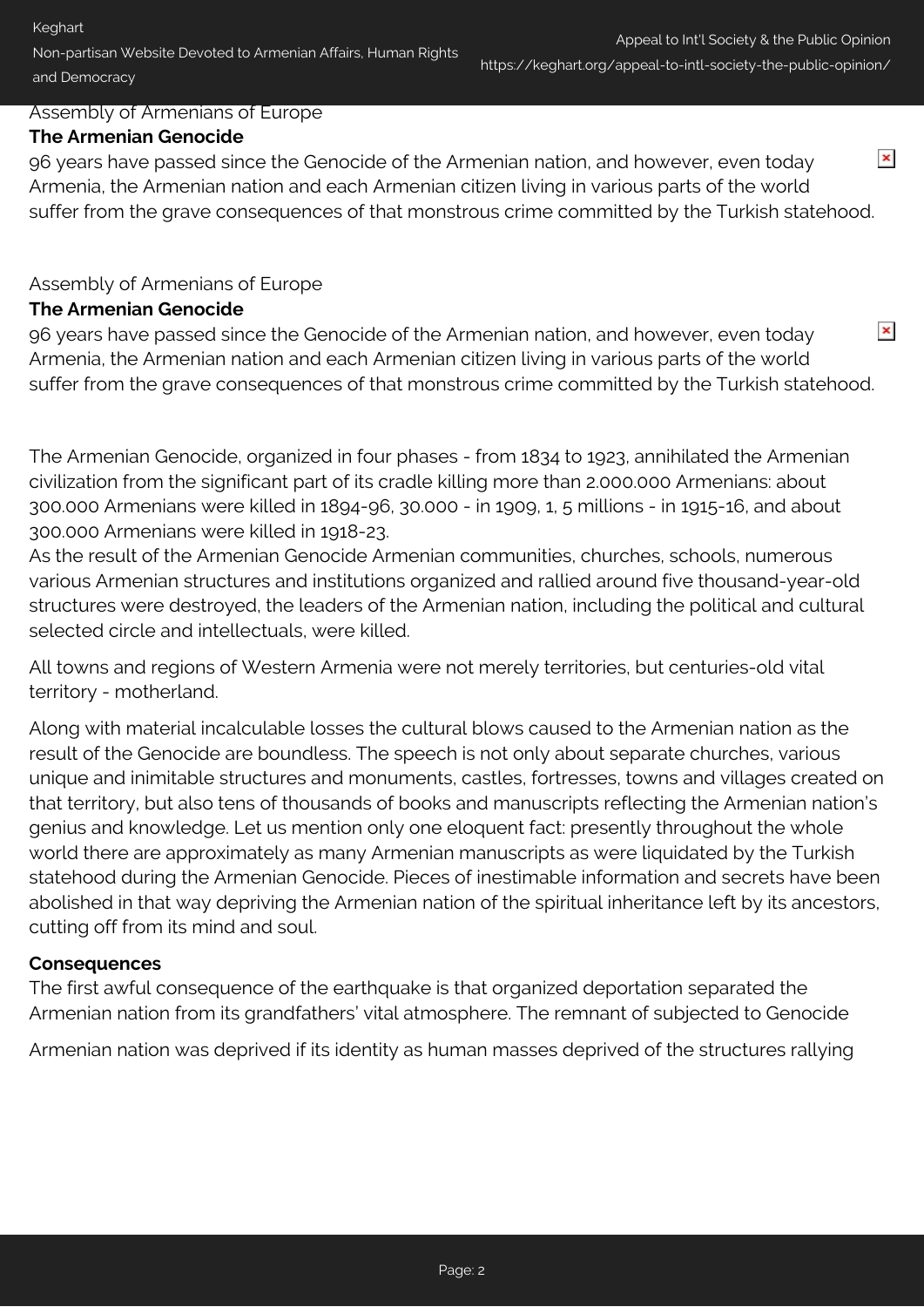Assembly of Armenians of Europe

**The Armenian Genocide**

96 years have passed since the Genocide of the Armenian nation, and however, even today Armenia, the Armenian nation and each Armenian citizen living in various parts of the world suffer from the grave consequences of that monstrous crime committed by the Turkish statehood.

Assembly of Armenians of Europe

**The Armenian Genocide**

96 years have passed since the Genocide of the Armenian nation, and however, even today Armenia, the Armenian nation and each Armenian citizen living in various parts of the world suffer from the grave consequences of that monstrous crime committed by the Turkish statehood.

The Armenian Genocide, organized in four phases - from 1834 to 1923, annihilated the Armenian civilization from the significant part of its cradle killing more than 2.000.000 Armenians: about 300.000 Armenians were killed in 1894-96, 30.000 - in 1909, 1, 5 millions - in 1915-16, and about 300.000 Armenians were killed in 1918-23.

As the result of the Armenian Genocide Armenian communities, churches, schools, numerous various Armenian structures and institutions organized and rallied around five thousand-year-old structures were destroyed, the leaders of the Armenian nation, including the political and cultural selected circle and intellectuals, were killed.

All towns and regions of Western Armenia were not merely territories, but centuries-old vital territory - motherland.

Along with material incalculable losses the cultural blows caused to the Armenian nation as the result of the Genocide are boundless. The speech is not only about separate churches, various unique and inimitable structures and monuments, castles, fortresses, towns and villages created on that territory, but also tens of thousands of books and manuscripts reflecting the Armenian nation's genius and knowledge. Let us mention only one eloquent fact: presently throughout the whole world there are approximately as many Armenian manuscripts as were liquidated by the Turkish statehood during the Armenian Genocide. Pieces of inestimable information and secrets have been abolished in that way depriving the Armenian nation of the spiritual inheritance left by its ancestors, cutting off from its mind and soul.

**Consequences**

The first awful consequence of the earthquake is that organized deportation separated the Armenian nation from its grandfathers' vital atmosphere. The remnant of subjected to Genocide

Armenian nation was deprived if its identity as human masses deprived of the structures rallying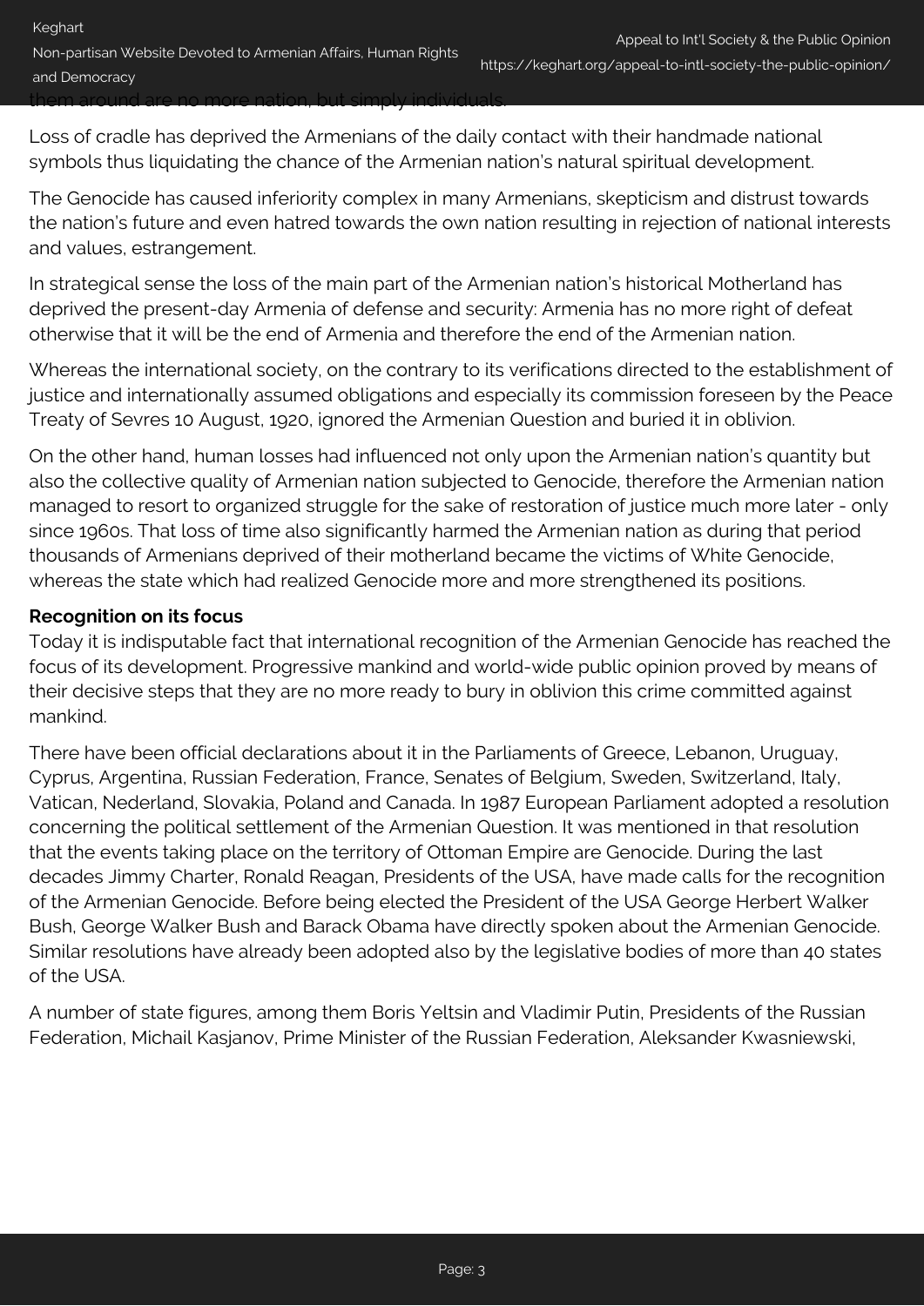them around are no more nation, but simply individuals.

Loss of cradle has deprived the Armenians of the daily contact with their handmade national symbols thus liquidating the chance of the Armenian nation's natural spiritual development.

The Genocide has caused inferiority complex in many Armenians, skepticism and distrust towards the nation's future and even hatred towards the own nation resulting in rejection of national interests and values, estrangement.

In strategical sense the loss of the main part of the Armenian nation's historical Motherland has deprived the present-day Armenia of defense and security: Armenia has no more right of defeat otherwise that it will be the end of Armenia and therefore the end of the Armenian nation.

Whereas the international society, on the contrary to its verifications directed to the establishment of justice and internationally assumed obligations and especially its commission foreseen by the Peace Treaty of Sevres 10 August, 1920, ignored the Armenian Question and buried it in oblivion.

On the other hand, human losses had influenced not only upon the Armenian nation's quantity but also the collective quality of Armenian nation subjected to Genocide, therefore the Armenian nation managed to resort to organized struggle for the sake of restoration of justice much more later - only since 1960s. That loss of time also significantly harmed the Armenian nation as during that period thousands of Armenians deprived of their motherland became the victims of White Genocide, whereas the state which had realized Genocide more and more strengthened its positions.

**Recognition on its focus**

Today it is indisputable fact that international recognition of the Armenian Genocide has reached the focus of its development. Progressive mankind and world-wide public opinion proved by means of their decisive steps that they are no more ready to bury in oblivion this crime committed against mankind.

There have been official declarations about it in the Parliaments of Greece, Lebanon, Uruguay, Cyprus, Argentina, Russian Federation, France, Senates of Belgium, Sweden, Switzerland, Italy, Vatican, Nederland, Slovakia, Poland and Canada. In 1987 European Parliament adopted a resolution concerning the political settlement of the Armenian Question. It was mentioned in that resolution that the events taking place on the territory of Ottoman Empire are Genocide. During the last decades Jimmy Charter, Ronald Reagan, Presidents of the USA, have made calls for the recognition of the Armenian Genocide. Before being elected the President of the USA George Herbert Walker Bush, George Walker Bush and Barack Obama have directly spoken about the Armenian Genocide. Similar resolutions have already been adopted also by the legislative bodies of more than 40 states of the USA.

A number of state figures, among them Boris Yeltsin and Vladimir Putin, Presidents of the Russian Federation, Michail Kasjanov, Prime Minister of the Russian Federation, Aleksander Kwasniewski,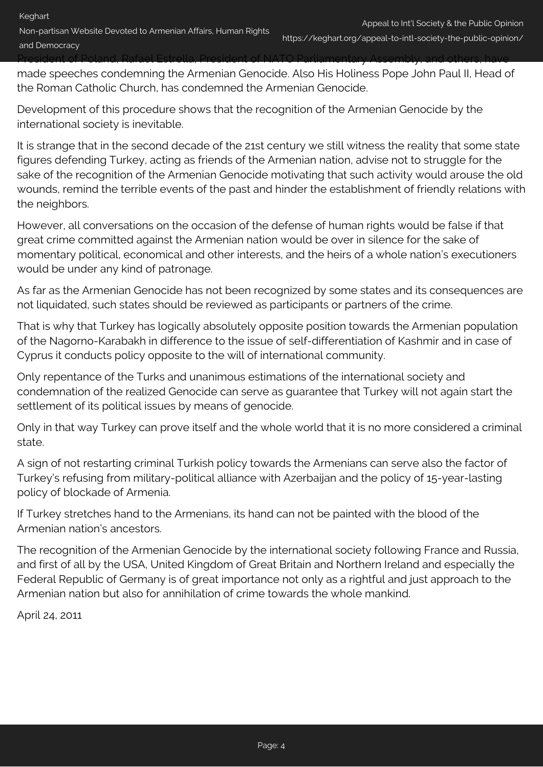President of Poland, Rafael Estrella, President of NATO Parliamentary Assembly, and others, have made speeches condemning the Armenian Genocide. Also His Holiness Pope John Paul II, Head of the Roman Catholic Church, has condemned the Armenian Genocide.

Development of this procedure shows that the recognition of the Armenian Genocide by the international society is inevitable.

It is strange that in the second decade of the 21st century we still witness the reality that some state figures defending Turkey, acting as friends of the Armenian nation, advise not to struggle for the sake of the recognition of the Armenian Genocide motivating that such activity would arouse the old wounds, remind the terrible events of the past and hinder the establishment of friendly relations with the neighbors.

However, all conversations on the occasion of the defense of human rights would be false if that great crime committed against the Armenian nation would be over in silence for the sake of momentary political, economical and other interests, and the heirs of a whole nation's executioners would be under any kind of patronage.

As far as the Armenian Genocide has not been recognized by some states and its consequences are not liquidated, such states should be reviewed as participants or partners of the crime.

That is why that Turkey has logically absolutely opposite position towards the Armenian population of the Nagorno-Karabakh in difference to the issue of self-differentiation of Kashmir and in case of Cyprus it conducts policy opposite to the will of international community.

Only repentance of the Turks and unanimous estimations of the international society and condemnation of the realized Genocide can serve as guarantee that Turkey will not again start the settlement of its political issues by means of genocide.

Only in that way Turkey can prove itself and the whole world that it is no more considered a criminal state.

A sign of not restarting criminal Turkish policy towards the Armenians can serve also the factor of Turkey's refusing from military-political alliance with Azerbaijan and the policy of 15-year-lasting policy of blockade of Armenia.

If Turkey stretches hand to the Armenians, its hand can not be painted with the blood of the Armenian nation's ancestors.

The recognition of the Armenian Genocide by the international society following France and Russia, and first of all by the USA, United Kingdom of Great Britain and Northern Ireland and especially the Federal Republic of Germany is of great importance not only as a rightful and just approach to the Armenian nation but also for annihilation of crime towards the whole mankind.

April 24, 2011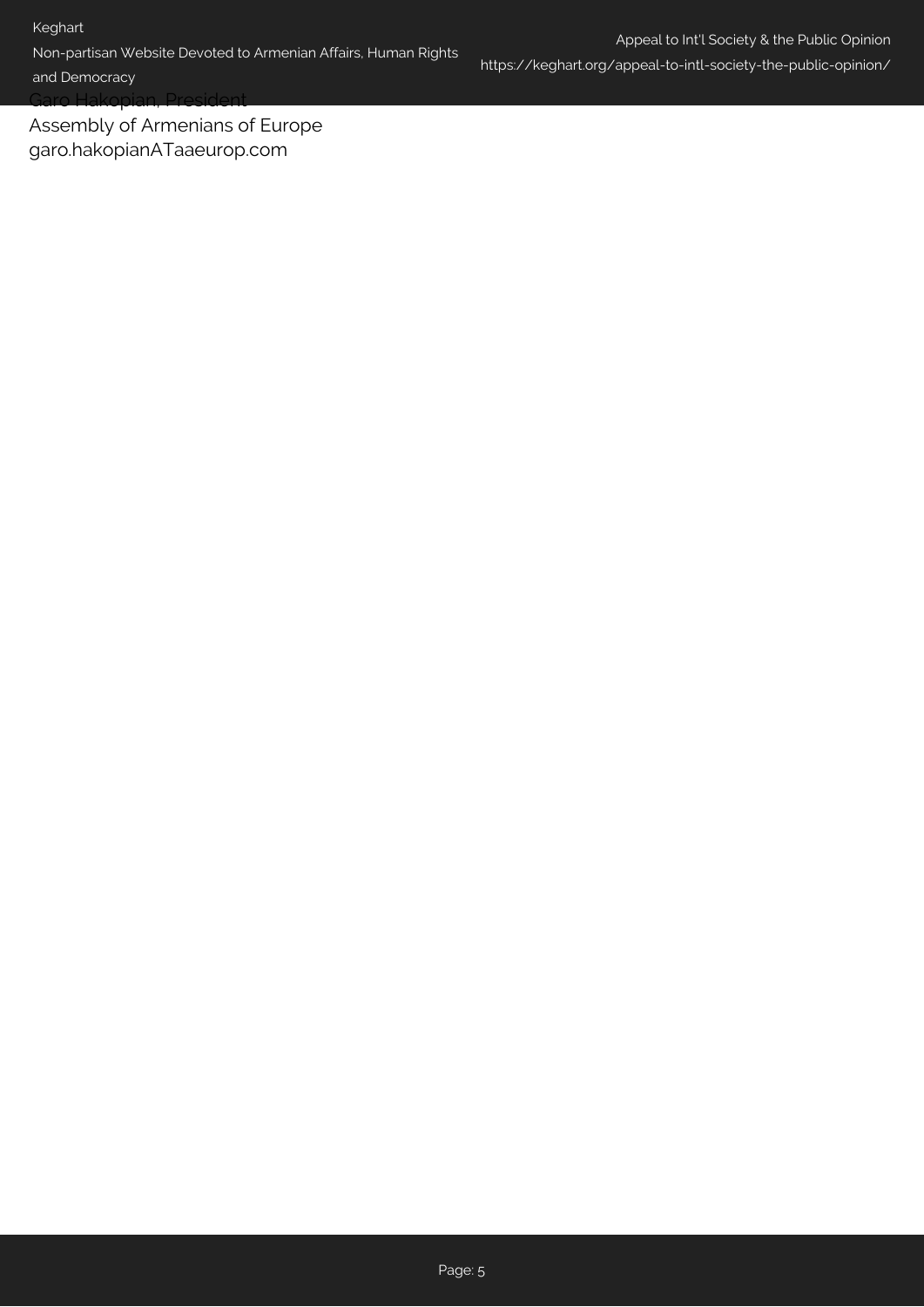Garo Hakopian, President
Assembly of Armenians of Europe
garo.hakopianATaaeurop.com